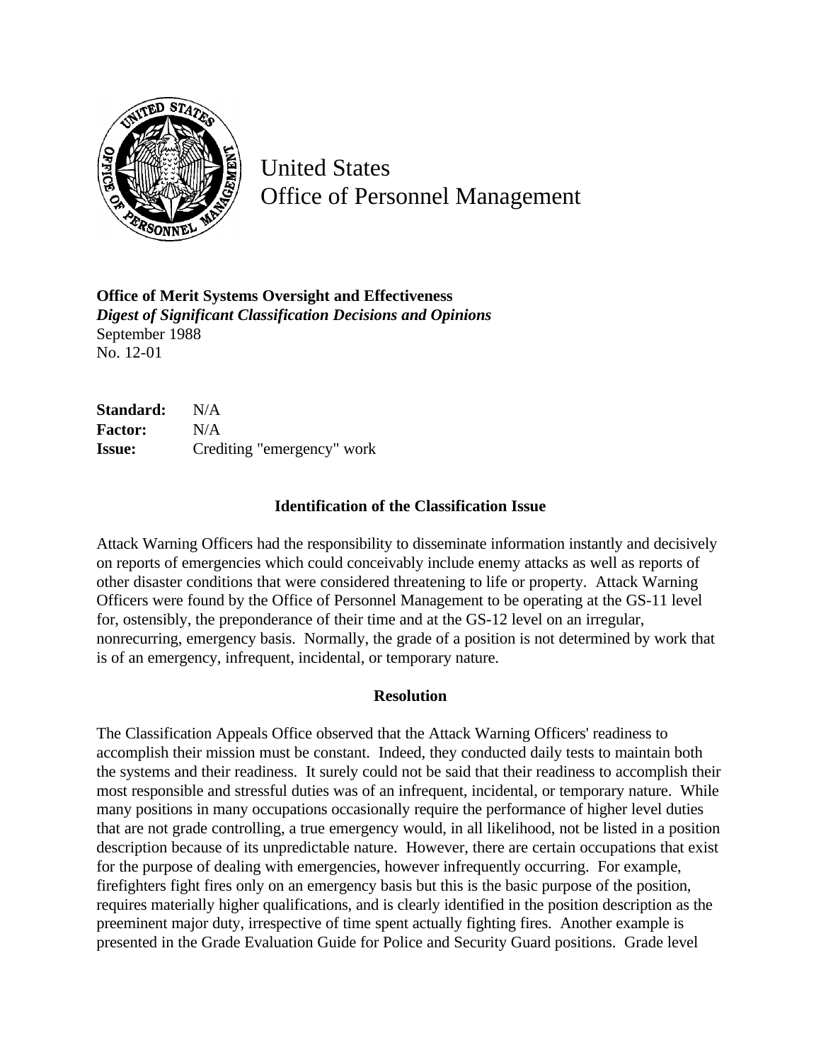# United States Office of Personnel Management

**Office of Merit Systems Oversight and Effectiveness**
***Digest of Significant Classification Decisions and Opinions***
September 1988
No. 12-01

**Standard:** N/A
**Factor:** N/A
**Issue:** Crediting "emergency" work

### Identification of the Classification Issue

Attack Warning Officers had the responsibility to disseminate information instantly and decisively on reports of emergencies which could conceivably include enemy attacks as well as reports of other disaster conditions that were considered threatening to life or property. Attack Warning Officers were found by the Office of Personnel Management to be operating at the GS-11 level for, ostensibly, the preponderance of their time and at the GS-12 level on an irregular, nonrecurring, emergency basis. Normally, the grade of a position is not determined by work that is of an emergency, infrequent, incidental, or temporary nature.

### Resolution

The Classification Appeals Office observed that the Attack Warning Officers' readiness to accomplish their mission must be constant. Indeed, they conducted daily tests to maintain both the systems and their readiness. It surely could not be said that their readiness to accomplish their most responsible and stressful duties was of an infrequent, incidental, or temporary nature. While many positions in many occupations occasionally require the performance of higher level duties that are not grade controlling, a true emergency would, in all likelihood, not be listed in a position description because of its unpredictable nature. However, there are certain occupations that exist for the purpose of dealing with emergencies, however infrequently occurring. For example, firefighters fight fires only on an emergency basis but this is the basic purpose of the position, requires materially higher qualifications, and is clearly identified in the position description as the preeminent major duty, irrespective of time spent actually fighting fires. Another example is presented in the Grade Evaluation Guide for Police and Security Guard positions. Grade level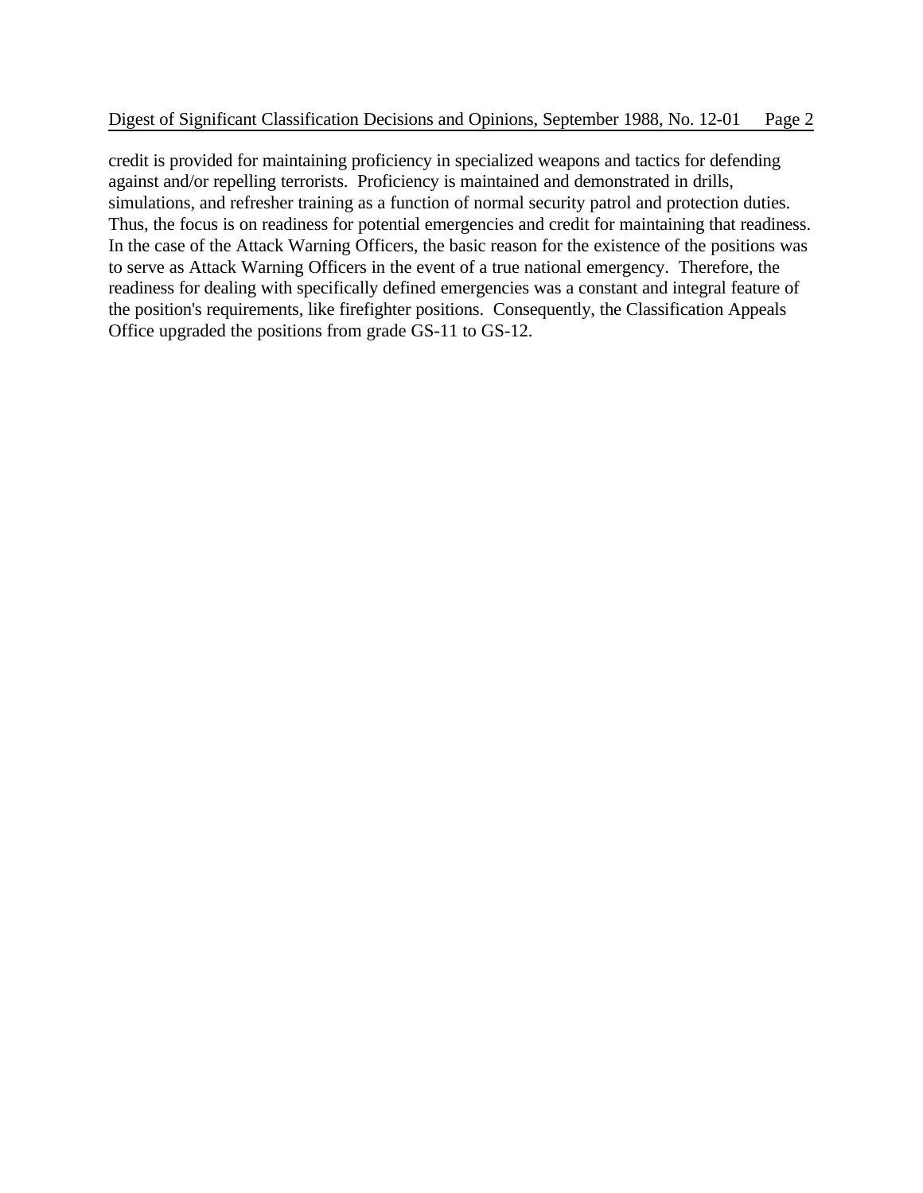credit is provided for maintaining proficiency in specialized weapons and tactics for defending against and/or repelling terrorists. Proficiency is maintained and demonstrated in drills, simulations, and refresher training as a function of normal security patrol and protection duties. Thus, the focus is on readiness for potential emergencies and credit for maintaining that readiness. In the case of the Attack Warning Officers, the basic reason for the existence of the positions was to serve as Attack Warning Officers in the event of a true national emergency. Therefore, the readiness for dealing with specifically defined emergencies was a constant and integral feature of the position's requirements, like firefighter positions. Consequently, the Classification Appeals Office upgraded the positions from grade GS-11 to GS-12.